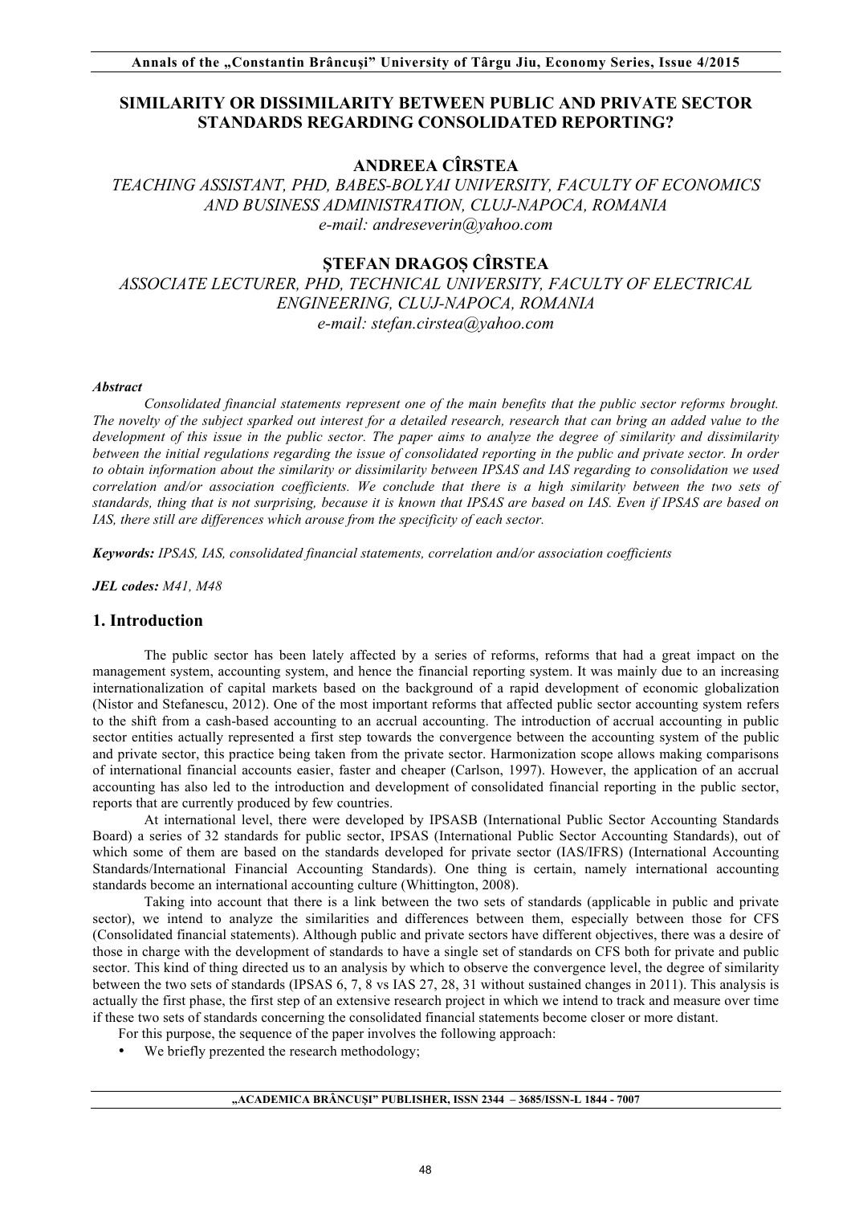# SIMILARITY OR DISSIMILARITY BETWEEN PUBLIC AND PRIVATE SECTOR STANDARDS REGARDING CONSOLIDATED REPORTING?

## ANDREEA CÎRSTEA

*TEACHING ASSISTANT, PHD, BABES-BOLYAI UNIVERSITY, FACULTY OF ECONOMICS AND BUSINESS ADMINISTRATION, CLUJ-NAPOCA, ROMANIA*
*e-mail: andreseverin@yahoo.com*

## ŞTEFAN DRAGOŞ CÎRSTEA

*ASSOCIATE LECTURER, PHD, TECHNICAL UNIVERSITY, FACULTY OF ELECTRICAL ENGINEERING, CLUJ-NAPOCA, ROMANIA*
*e-mail: stefan.cirstea@yahoo.com*

***Abstract***

*Consolidated financial statements represent one of the main benefits that the public sector reforms brought. The novelty of the subject sparked out interest for a detailed research, research that can bring an added value to the development of this issue in the public sector. The paper aims to analyze the degree of similarity and dissimilarity between the initial regulations regarding the issue of consolidated reporting in the public and private sector. In order to obtain information about the similarity or dissimilarity between IPSAS and IAS regarding to consolidation we used correlation and/or association coefficients. We conclude that there is a high similarity between the two sets of standards, thing that is not surprising, because it is known that IPSAS are based on IAS. Even if IPSAS are based on IAS, there still are differences which arouse from the specificity of each sector.*

***Keywords:*** *IPSAS, IAS, consolidated financial statements, correlation and/or association coefficients*

***JEL codes:*** *M41, M48*

## 1. Introduction

The public sector has been lately affected by a series of reforms, reforms that had a great impact on the management system, accounting system, and hence the financial reporting system. It was mainly due to an increasing internationalization of capital markets based on the background of a rapid development of economic globalization (Nistor and Stefanescu, 2012). One of the most important reforms that affected public sector accounting system refers to the shift from a cash-based accounting to an accrual accounting. The introduction of accrual accounting in public sector entities actually represented a first step towards the convergence between the accounting system of the public and private sector, this practice being taken from the private sector. Harmonization scope allows making comparisons of international financial accounts easier, faster and cheaper (Carlson, 1997). However, the application of an accrual accounting has also led to the introduction and development of consolidated financial reporting in the public sector, reports that are currently produced by few countries.

At international level, there were developed by IPSASB (International Public Sector Accounting Standards Board) a series of 32 standards for public sector, IPSAS (International Public Sector Accounting Standards), out of which some of them are based on the standards developed for private sector (IAS/IFRS) (International Accounting Standards/International Financial Accounting Standards). One thing is certain, namely international accounting standards become an international accounting culture (Whittington, 2008).

Taking into account that there is a link between the two sets of standards (applicable in public and private sector), we intend to analyze the similarities and differences between them, especially between those for CFS (Consolidated financial statements). Although public and private sectors have different objectives, there was a desire of those in charge with the development of standards to have a single set of standards on CFS both for private and public sector. This kind of thing directed us to an analysis by which to observe the convergence level, the degree of similarity between the two sets of standards (IPSAS 6, 7, 8 vs IAS 27, 28, 31 without sustained changes in 2011). This analysis is actually the first phase, the first step of an extensive research project in which we intend to track and measure over time if these two sets of standards concerning the consolidated financial statements become closer or more distant.

For this purpose, the sequence of the paper involves the following approach:

- We briefly prezented the research methodology;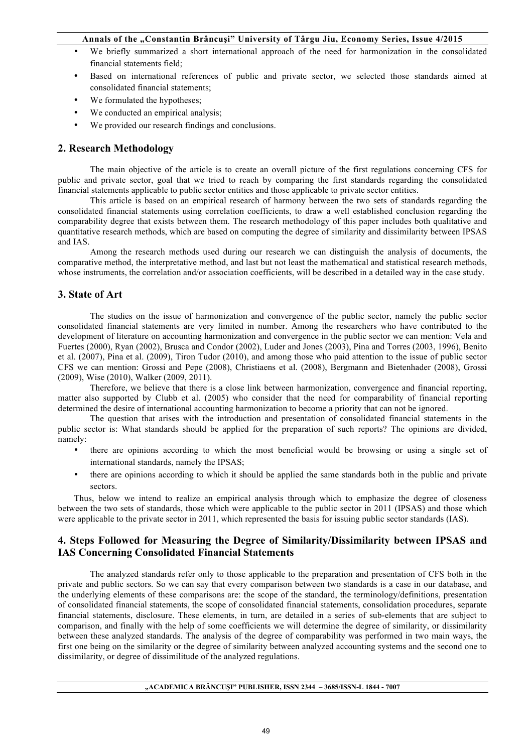- We briefly summarized a short international approach of the need for harmonization in the consolidated financial statements field;
- Based on international references of public and private sector, we selected those standards aimed at consolidated financial statements;
- We formulated the hypotheses;
- We conducted an empirical analysis;
- We provided our research findings and conclusions.

## 2. Research Methodology

The main objective of the article is to create an overall picture of the first regulations concerning CFS for public and private sector, goal that we tried to reach by comparing the first standards regarding the consolidated financial statements applicable to public sector entities and those applicable to private sector entities.

This article is based on an empirical research of harmony between the two sets of standards regarding the consolidated financial statements using correlation coefficients, to draw a well established conclusion regarding the comparability degree that exists between them. The research methodology of this paper includes both qualitative and quantitative research methods, which are based on computing the degree of similarity and dissimilarity between IPSAS and IAS.

Among the research methods used during our research we can distinguish the analysis of documents, the comparative method, the interpretative method, and last but not least the mathematical and statistical research methods, whose instruments, the correlation and/or association coefficients, will be described in a detailed way in the case study.

## 3. State of Art

The studies on the issue of harmonization and convergence of the public sector, namely the public sector consolidated financial statements are very limited in number. Among the researchers who have contributed to the development of literature on accounting harmonization and convergence in the public sector we can mention: Vela and Fuertes (2000), Ryan (2002), Brusca and Condor (2002), Luder and Jones (2003), Pina and Torres (2003, 1996), Benito et al. (2007), Pina et al. (2009), Tiron Tudor (2010), and among those who paid attention to the issue of public sector CFS we can mention: Grossi and Pepe (2008), Christiaens et al. (2008), Bergmann and Bietenhader (2008), Grossi (2009), Wise (2010), Walker (2009, 2011).

Therefore, we believe that there is a close link between harmonization, convergence and financial reporting, matter also supported by Clubb et al. (2005) who consider that the need for comparability of financial reporting determined the desire of international accounting harmonization to become a priority that can not be ignored.

The question that arises with the introduction and presentation of consolidated financial statements in the public sector is: What standards should be applied for the preparation of such reports? The opinions are divided, namely:

- there are opinions according to which the most beneficial would be browsing or using a single set of international standards, namely the IPSAS;
- there are opinions according to which it should be applied the same standards both in the public and private sectors.

Thus, below we intend to realize an empirical analysis through which to emphasize the degree of closeness between the two sets of standards, those which were applicable to the public sector in 2011 (IPSAS) and those which were applicable to the private sector in 2011, which represented the basis for issuing public sector standards (IAS).

## 4. Steps Followed for Measuring the Degree of Similarity/Dissimilarity between IPSAS and IAS Concerning Consolidated Financial Statements

The analyzed standards refer only to those applicable to the preparation and presentation of CFS both in the private and public sectors. So we can say that every comparison between two standards is a case in our database, and the underlying elements of these comparisons are: the scope of the standard, the terminology/definitions, presentation of consolidated financial statements, the scope of consolidated financial statements, consolidation procedures, separate financial statements, disclosure. These elements, in turn, are detailed in a series of sub-elements that are subject to comparison, and finally with the help of some coefficients we will determine the degree of similarity, or dissimilarity between these analyzed standards. The analysis of the degree of comparability was performed in two main ways, the first one being on the similarity or the degree of similarity between analyzed accounting systems and the second one to dissimilarity, or degree of dissimilitude of the analyzed regulations.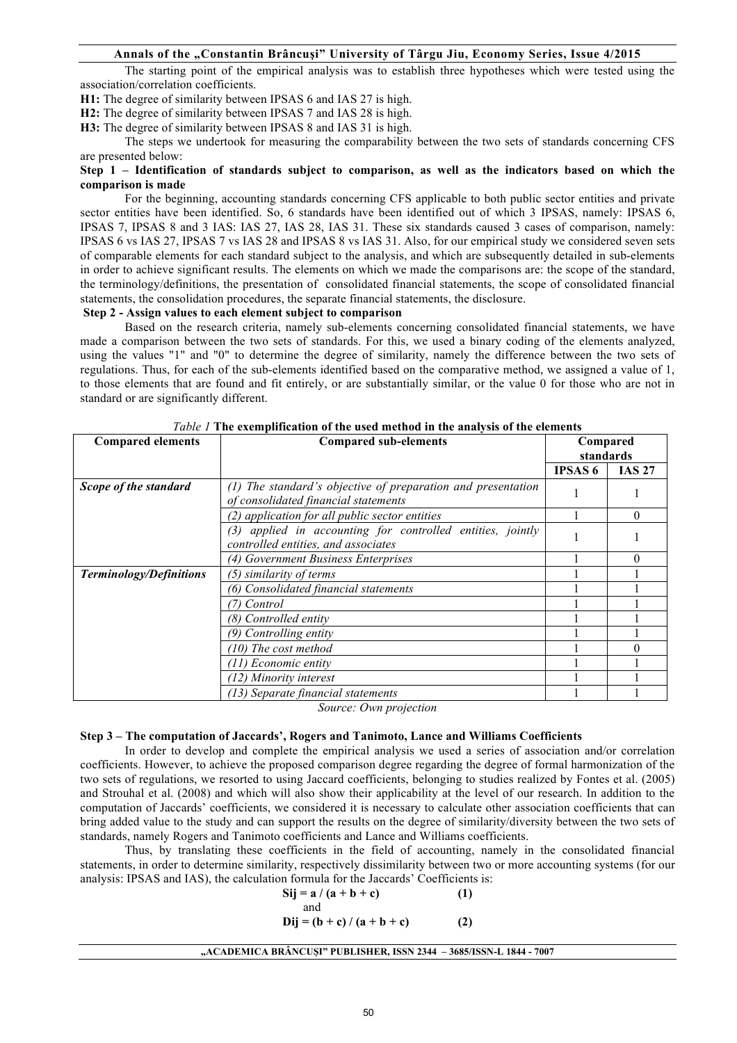The starting point of the empirical analysis was to establish three hypotheses which were tested using the association/correlation coefficients.

**H1:** The degree of similarity between IPSAS 6 and IAS 27 is high.

**H2:** The degree of similarity between IPSAS 7 and IAS 28 is high.

**H3:** The degree of similarity between IPSAS 8 and IAS 31 is high.

The steps we undertook for measuring the comparability between the two sets of standards concerning CFS are presented below:

**Step 1 – Identification of standards subject to comparison, as well as the indicators based on which the comparison is made**

For the beginning, accounting standards concerning CFS applicable to both public sector entities and private sector entities have been identified. So, 6 standards have been identified out of which 3 IPSAS, namely: IPSAS 6, IPSAS 7, IPSAS 8 and 3 IAS: IAS 27, IAS 28, IAS 31. These six standards caused 3 cases of comparison, namely: IPSAS 6 vs IAS 27, IPSAS 7 vs IAS 28 and IPSAS 8 vs IAS 31. Also, for our empirical study we considered seven sets of comparable elements for each standard subject to the analysis, and which are subsequently detailed in sub-elements in order to achieve significant results. The elements on which we made the comparisons are: the scope of the standard, the terminology/definitions, the presentation of consolidated financial statements, the scope of consolidated financial statements, the consolidation procedures, the separate financial statements, the disclosure.

**Step 2 - Assign values to each element subject to comparison**

Based on the research criteria, namely sub-elements concerning consolidated financial statements, we have made a comparison between the two sets of standards. For this, we used a binary coding of the elements analyzed, using the values "1" and "0" to determine the degree of similarity, namely the difference between the two sets of regulations. Thus, for each of the sub-elements identified based on the comparative method, we assigned a value of 1, to those elements that are found and fit entirely, or are substantially similar, or the value 0 for those who are not in standard or are significantly different.

*Table 1* **The exemplification of the used method in the analysis of the elements**

| Compared elements | Compared sub-elements | Compared standards | |
|---|---|---|---|
| | | IPSAS 6 | IAS 27 |
| ***Scope of the standard*** | *(1) The standard's objective of preparation and presentation of consolidated financial statements* | 1 | 1 |
| | *(2) application for all public sector entities* | 1 | 0 |
| | *(3) applied in accounting for controlled entities, jointly controlled entities, and associates* | 1 | 1 |
| | *(4) Government Business Enterprises* | 1 | 0 |
| ***Terminology/Definitions*** | *(5) similarity of terms* | 1 | 1 |
| | *(6) Consolidated financial statements* | 1 | 1 |
| | *(7) Control* | 1 | 1 |
| | *(8) Controlled entity* | 1 | 1 |
| | *(9) Controlling entity* | 1 | 1 |
| | *(10) The cost method* | 1 | 0 |
| | *(11) Economic entity* | 1 | 1 |
| | *(12) Minority interest* | 1 | 1 |
| | *(13) Separate financial statements* | 1 | 1 |

*Source: Own projection*

**Step 3 – The computation of Jaccards', Rogers and Tanimoto, Lance and Williams Coefficients**

In order to develop and complete the empirical analysis we used a series of association and/or correlation coefficients. However, to achieve the proposed comparison degree regarding the degree of formal harmonization of the two sets of regulations, we resorted to using Jaccard coefficients, belonging to studies realized by Fontes et al. (2005) and Strouhal et al. (2008) and which will also show their applicability at the level of our research. In addition to the computation of Jaccards' coefficients, we considered it is necessary to calculate other association coefficients that can bring added value to the study and can support the results on the degree of similarity/diversity between the two sets of standards, namely Rogers and Tanimoto coefficients and Lance and Williams coefficients.

Thus, by translating these coefficients in the field of accounting, namely in the consolidated financial statements, in order to determine similarity, respectively dissimilarity between two or more accounting systems (for our analysis: IPSAS and IAS), the calculation formula for the Jaccards' Coefficients is:

$$S_{ij} = a / (a + b + c) \qquad (1)$$

and

$$D_{ij} = (b + c) / (a + b + c) \qquad (2)$$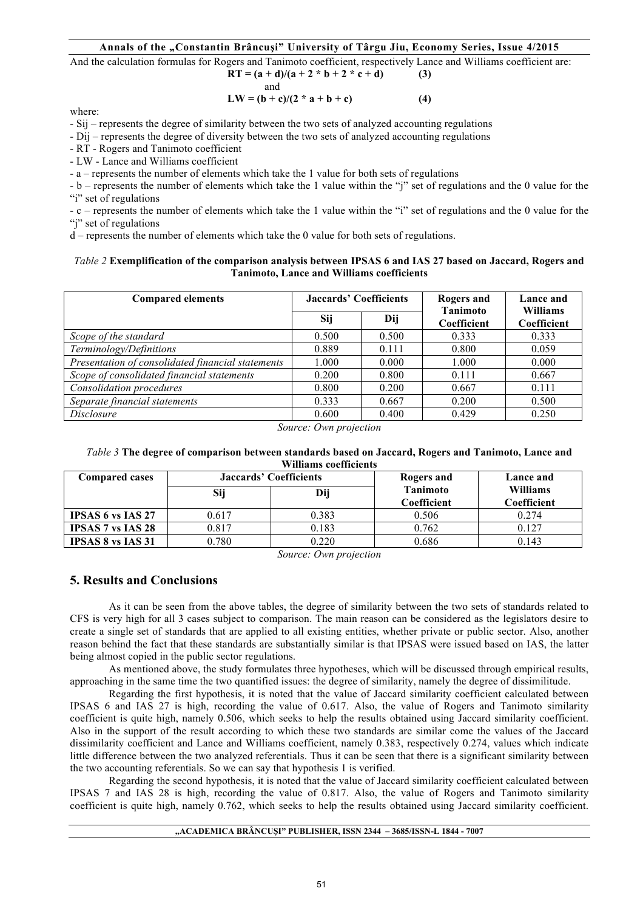And the calculation formulas for Rogers and Tanimoto coefficient, respectively Lance and Williams coefficient are:

$$RT = (a + d)/(a + 2 * b + 2 * c + d) \quad (3)$$

and

$$LW = (b + c)/(2 * a + b + c) \quad (4)$$

where:

- Sij – represents the degree of similarity between the two sets of analyzed accounting regulations
- Dij – represents the degree of diversity between the two sets of analyzed accounting regulations
- RT - Rogers and Tanimoto coefficient
- LW - Lance and Williams coefficient
- a – represents the number of elements which take the 1 value for both sets of regulations
- b – represents the number of elements which take the 1 value within the "j" set of regulations and the 0 value for the "i" set of regulations
- c – represents the number of elements which take the 1 value within the "i" set of regulations and the 0 value for the "j" set of regulations

d – represents the number of elements which take the 0 value for both sets of regulations.

*Table 2* **Exemplification of the comparison analysis between IPSAS 6 and IAS 27 based on Jaccard, Rogers and Tanimoto, Lance and Williams coefficients**

| Compared elements | Jaccards' Coefficients | | Rogers and Tanimoto Coefficient | Lance and Williams Coefficient |
|---|---|---|---|---|
| | Sij | Dij | | |
| *Scope of the standard* | 0.500 | 0.500 | 0.333 | 0.333 |
| *Terminology/Definitions* | 0.889 | 0.111 | 0.800 | 0.059 |
| *Presentation of consolidated financial statements* | 1.000 | 0.000 | 1.000 | 0.000 |
| *Scope of consolidated financial statements* | 0.200 | 0.800 | 0.111 | 0.667 |
| *Consolidation procedures* | 0.800 | 0.200 | 0.667 | 0.111 |
| *Separate financial statements* | 0.333 | 0.667 | 0.200 | 0.500 |
| *Disclosure* | 0.600 | 0.400 | 0.429 | 0.250 |

*Source: Own projection*

*Table 3* **The degree of comparison between standards based on Jaccard, Rogers and Tanimoto, Lance and Williams coefficients**

| Compared cases | Jaccards' Coefficients | | Rogers and Tanimoto Coefficient | Lance and Williams Coefficient |
|---|---|---|---|---|
| | Sij | Dij | | |
| **IPSAS 6 vs IAS 27** | 0.617 | 0.383 | 0.506 | 0.274 |
| **IPSAS 7 vs IAS 28** | 0.817 | 0.183 | 0.762 | 0.127 |
| **IPSAS 8 vs IAS 31** | 0.780 | 0.220 | 0.686 | 0.143 |

*Source: Own projection*

## 5. Results and Conclusions

As it can be seen from the above tables, the degree of similarity between the two sets of standards related to CFS is very high for all 3 cases subject to comparison. The main reason can be considered as the legislators desire to create a single set of standards that are applied to all existing entities, whether private or public sector. Also, another reason behind the fact that these standards are substantially similar is that IPSAS were issued based on IAS, the latter being almost copied in the public sector regulations.

As mentioned above, the study formulates three hypotheses, which will be discussed through empirical results, approaching in the same time the two quantified issues: the degree of similarity, namely the degree of dissimilitude.

Regarding the first hypothesis, it is noted that the value of Jaccard similarity coefficient calculated between IPSAS 6 and IAS 27 is high, recording the value of 0.617. Also, the value of Rogers and Tanimoto similarity coefficient is quite high, namely 0.506, which seeks to help the results obtained using Jaccard similarity coefficient. Also in the support of the result according to which these two standards are similar come the values of the Jaccard dissimilarity coefficient and Lance and Williams coefficient, namely 0.383, respectively 0.274, values which indicate little difference between the two analyzed referentials. Thus it can be seen that there is a significant similarity between the two accounting referentials. So we can say that hypothesis 1 is verified.

Regarding the second hypothesis, it is noted that the value of Jaccard similarity coefficient calculated between IPSAS 7 and IAS 28 is high, recording the value of 0.817. Also, the value of Rogers and Tanimoto similarity coefficient is quite high, namely 0.762, which seeks to help the results obtained using Jaccard similarity coefficient.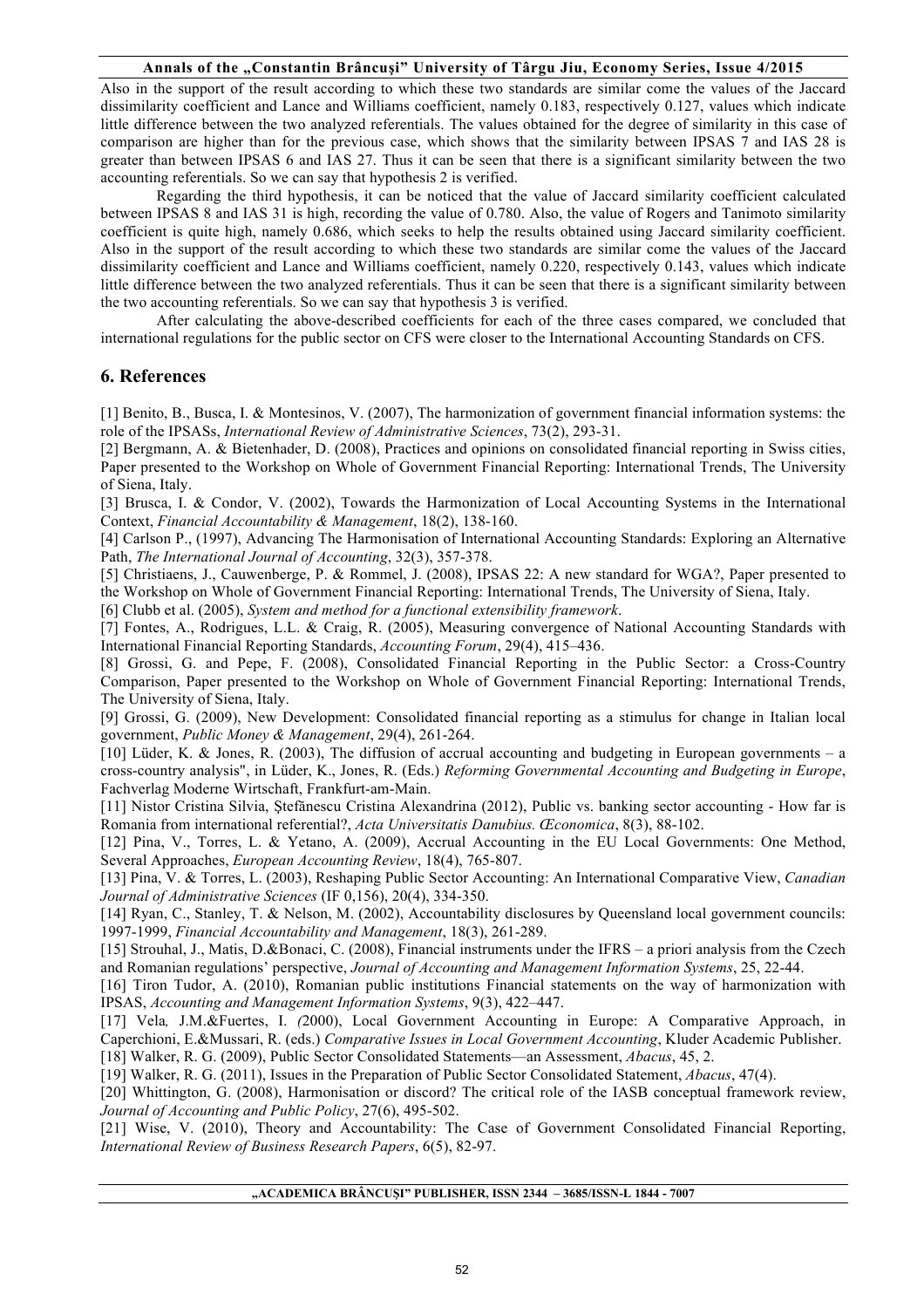Also in the support of the result according to which these two standards are similar come the values of the Jaccard dissimilarity coefficient and Lance and Williams coefficient, namely 0.183, respectively 0.127, values which indicate little difference between the two analyzed referentials. The values obtained for the degree of similarity in this case of comparison are higher than for the previous case, which shows that the similarity between IPSAS 7 and IAS 28 is greater than between IPSAS 6 and IAS 27. Thus it can be seen that there is a significant similarity between the two accounting referentials. So we can say that hypothesis 2 is verified.

Regarding the third hypothesis, it can be noticed that the value of Jaccard similarity coefficient calculated between IPSAS 8 and IAS 31 is high, recording the value of 0.780. Also, the value of Rogers and Tanimoto similarity coefficient is quite high, namely 0.686, which seeks to help the results obtained using Jaccard similarity coefficient. Also in the support of the result according to which these two standards are similar come the values of the Jaccard dissimilarity coefficient and Lance and Williams coefficient, namely 0.220, respectively 0.143, values which indicate little difference between the two analyzed referentials. Thus it can be seen that there is a significant similarity between the two accounting referentials. So we can say that hypothesis 3 is verified.

After calculating the above-described coefficients for each of the three cases compared, we concluded that international regulations for the public sector on CFS were closer to the International Accounting Standards on CFS.

## 6. References

[1] Benito, B., Busca, I. & Montesinos, V. (2007), The harmonization of government financial information systems: the role of the IPSASs, *International Review of Administrative Sciences*, 73(2), 293-31.

[2] Bergmann, A. & Bietenhader, D. (2008), Practices and opinions on consolidated financial reporting in Swiss cities, Paper presented to the Workshop on Whole of Government Financial Reporting: International Trends, The University of Siena, Italy.

[3] Brusca, I. & Condor, V. (2002), Towards the Harmonization of Local Accounting Systems in the International Context, *Financial Accountability & Management*, 18(2), 138-160.

[4] Carlson P., (1997), Advancing The Harmonisation of International Accounting Standards: Exploring an Alternative Path, *The International Journal of Accounting*, 32(3), 357-378.

[5] Christiaens, J., Cauwenberge, P. & Rommel, J. (2008), IPSAS 22: A new standard for WGA?, Paper presented to the Workshop on Whole of Government Financial Reporting: International Trends, The University of Siena, Italy.

[6] Clubb et al. (2005), *System and method for a functional extensibility framework*.

[7] Fontes, A., Rodrigues, L.L. & Craig, R. (2005), Measuring convergence of National Accounting Standards with International Financial Reporting Standards, *Accounting Forum*, 29(4), 415–436.

[8] Grossi, G. and Pepe, F. (2008), Consolidated Financial Reporting in the Public Sector: a Cross-Country Comparison, Paper presented to the Workshop on Whole of Government Financial Reporting: International Trends, The University of Siena, Italy.

[9] Grossi, G. (2009), New Development: Consolidated financial reporting as a stimulus for change in Italian local government, *Public Money & Management*, 29(4), 261-264.

[10] Lüder, K. & Jones, R. (2003), The diffusion of accrual accounting and budgeting in European governments – a cross-country analysis", in Lüder, K., Jones, R. (Eds.) *Reforming Governmental Accounting and Budgeting in Europe*, Fachverlag Moderne Wirtschaft, Frankfurt-am-Main.

[11] Nistor Cristina Silvia, Ştefănescu Cristina Alexandrina (2012), Public vs. banking sector accounting - How far is Romania from international referential?, *Acta Universitatis Danubius. Œconomica*, 8(3), 88-102.

[12] Pina, V., Torres, L. & Yetano, A. (2009), Accrual Accounting in the EU Local Governments: One Method, Several Approaches, *European Accounting Review*, 18(4), 765-807.

[13] Pina, V. & Torres, L. (2003), Reshaping Public Sector Accounting: An International Comparative View, *Canadian Journal of Administrative Sciences* (IF 0,156), 20(4), 334-350.

[14] Ryan, C., Stanley, T. & Nelson, M. (2002), Accountability disclosures by Queensland local government councils: 1997-1999, *Financial Accountability and Management*, 18(3), 261-289.

[15] Strouhal, J., Matis, D.&Bonaci, C. (2008), Financial instruments under the IFRS – a priori analysis from the Czech and Romanian regulations' perspective, *Journal of Accounting and Management Information Systems*, 25, 22-44.

[16] Tiron Tudor, A. (2010), Romanian public institutions Financial statements on the way of harmonization with IPSAS, *Accounting and Management Information Systems*, 9(3), 422–447.

[17] Vela*,* J.M.&Fuertes, I. *(*2000), Local Government Accounting in Europe: A Comparative Approach, in Caperchioni, E.&Mussari, R. (eds.) *Comparative Issues in Local Government Accounting*, Kluder Academic Publisher.

[18] Walker, R. G. (2009), Public Sector Consolidated Statements—an Assessment, *Abacus*, 45, 2.

[19] Walker, R. G. (2011), Issues in the Preparation of Public Sector Consolidated Statement, *Abacus*, 47(4).

[20] Whittington, G. (2008), Harmonisation or discord? The critical role of the IASB conceptual framework review, *Journal of Accounting and Public Policy*, 27(6), 495-502.

[21] Wise, V. (2010), Theory and Accountability: The Case of Government Consolidated Financial Reporting, *International Review of Business Research Papers*, 6(5), 82-97.